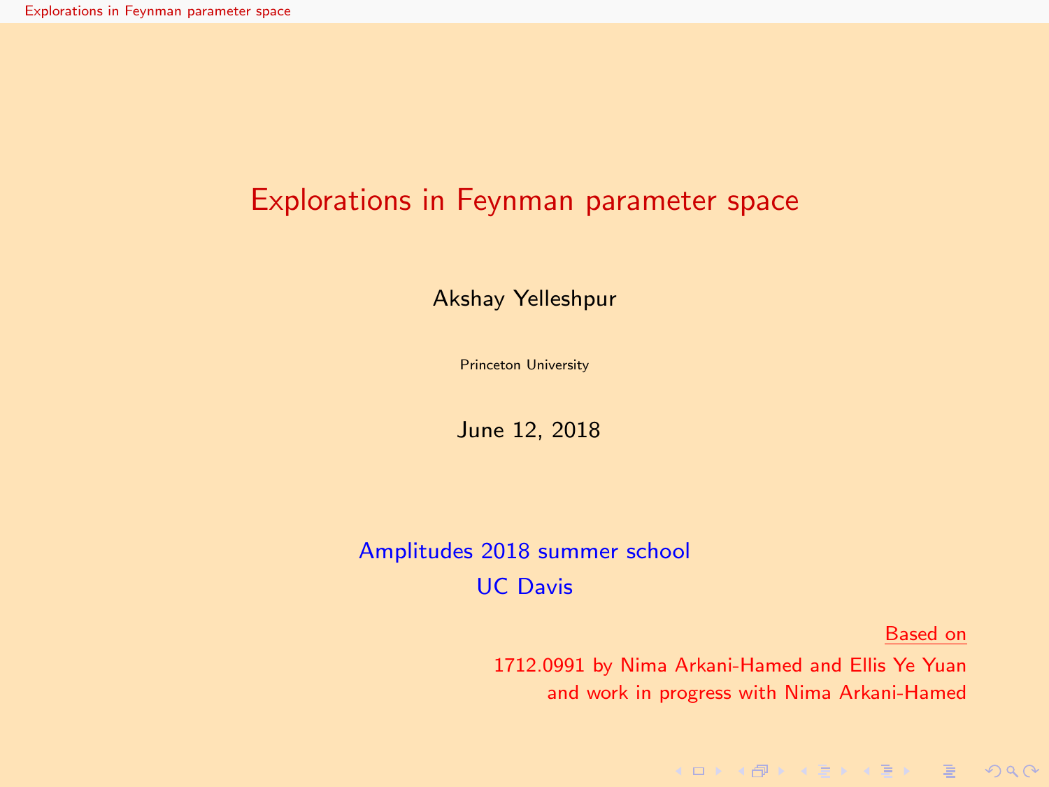# Explorations in Feynman parameter space

Akshay Yelleshpur

Princeton University

June 12, 2018

Amplitudes 2018 summer school

UC Davis

Based on

1712.0991 by Nima Arkani-Hamed and Ellis Ye Yuan

and work in progress with Nima Arkani-Hamed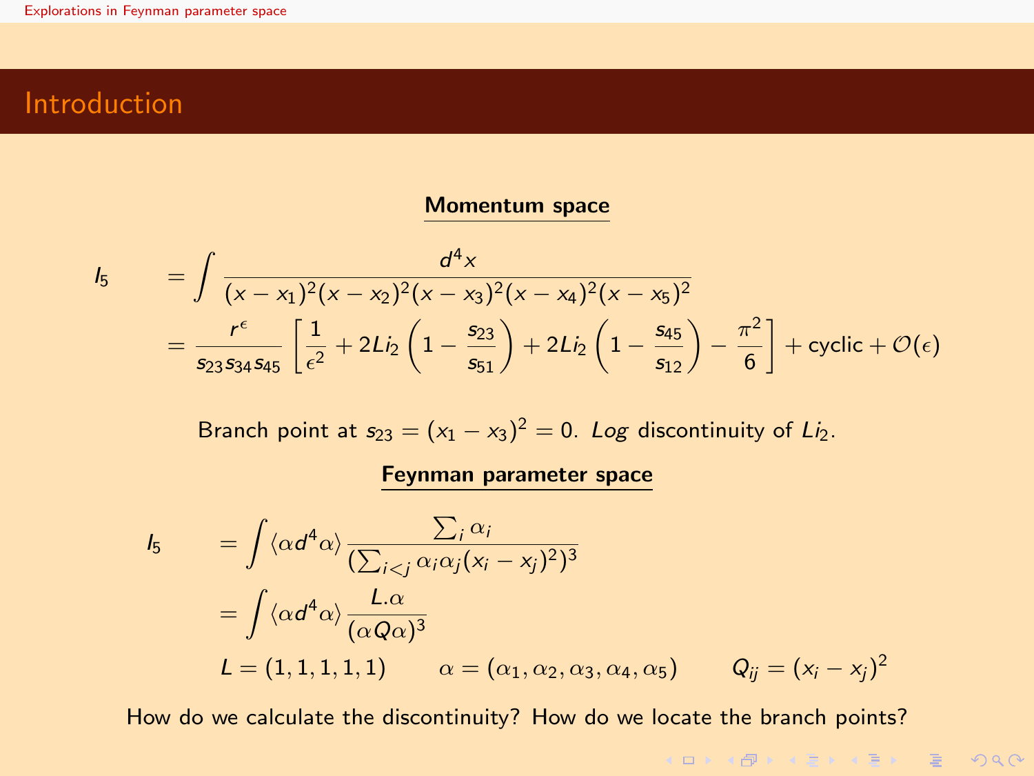# Introduction

**Momentum space**

$$I_5 = \int \frac{d^4x}{(x-x_1)^2(x-x_2)^2(x-x_3)^2(x-x_4)^2(x-x_5)^2}$$

$$= \frac{r^\epsilon}{s_{23}s_{34}s_{45}}\left[\frac{1}{\epsilon^2} + 2Li_2\left(1-\frac{s_{23}}{s_{51}}\right) + 2Li_2\left(1-\frac{s_{45}}{s_{12}}\right) - \frac{\pi^2}{6}\right] + \text{cyclic} + \mathcal{O}(\epsilon)$$

Branch point at $s_{23} = (x_1 - x_3)^2 = 0$. *Log* discontinuity of $Li_2$.

**Feynman parameter space**

$$I_5 = \int \langle \alpha d^4\alpha \rangle \frac{\sum_i \alpha_i}{(\sum_{i<j} \alpha_i \alpha_j (x_i - x_j)^2)^3}$$

$$= \int \langle \alpha d^4\alpha \rangle \frac{L.\alpha}{(\alpha Q \alpha)^3}$$

$$L = (1,1,1,1,1) \qquad \alpha = (\alpha_1, \alpha_2, \alpha_3, \alpha_4, \alpha_5) \qquad Q_{ij} = (x_i - x_j)^2$$

How do we calculate the discontinuity? How do we locate the branch points?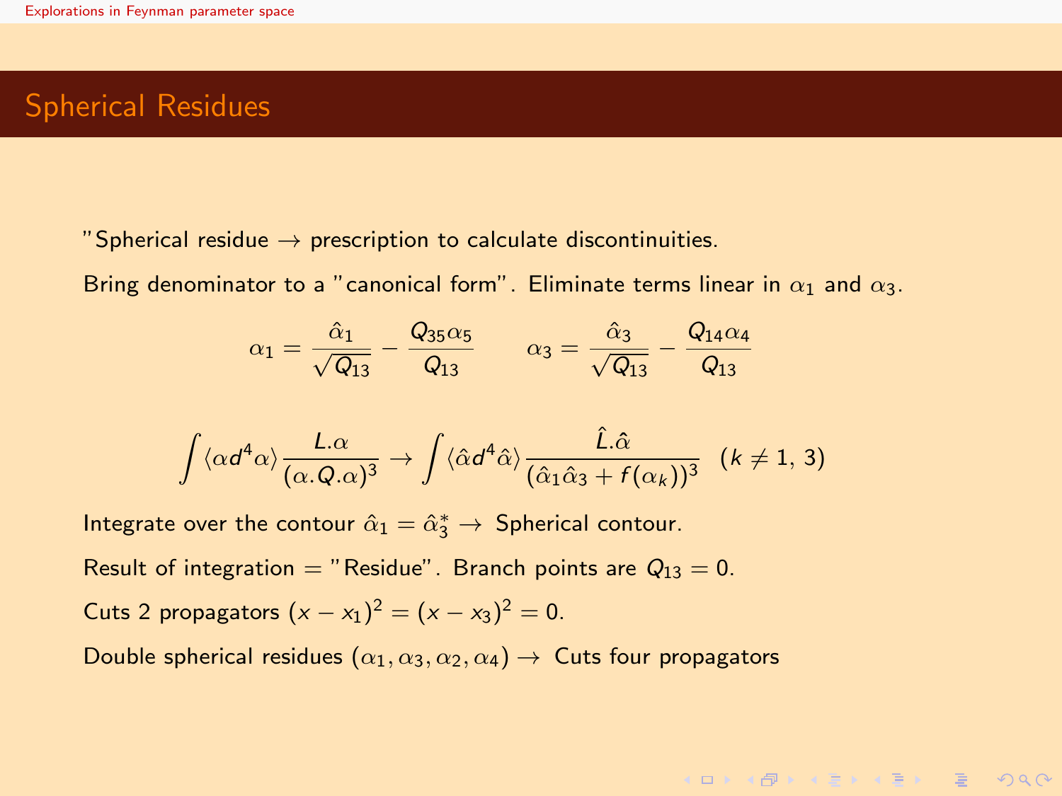# Spherical Residues

"Spherical residue → prescription to calculate discontinuities.

Bring denominator to a "canonical form". Eliminate terms linear in $\alpha_1$ and $\alpha_3$.

$$\alpha_1 = \frac{\hat{\alpha}_1}{\sqrt{Q_{13}}} - \frac{Q_{35}\alpha_5}{Q_{13}} \qquad \alpha_3 = \frac{\hat{\alpha}_3}{\sqrt{Q_{13}}} - \frac{Q_{14}\alpha_4}{Q_{13}}$$

$$\int \langle \alpha d^4 \alpha \rangle \frac{L.\alpha}{(\alpha.Q.\alpha)^3} \to \int \langle \hat{\alpha} d^4 \hat{\alpha} \rangle \frac{\hat{L}.\hat{\alpha}}{(\hat{\alpha}_1 \hat{\alpha}_3 + f(\alpha_k))^3} \quad (k \neq 1,\, 3)$$

Integrate over the contour $\hat{\alpha}_1 = \hat{\alpha}_3^*$ → Spherical contour.

Result of integration = "Residue". Branch points are $Q_{13} = 0$.

Cuts 2 propagators $(x - x_1)^2 = (x - x_3)^2 = 0$.

Double spherical residues $(\alpha_1, \alpha_3, \alpha_2, \alpha_4)$ → Cuts four propagators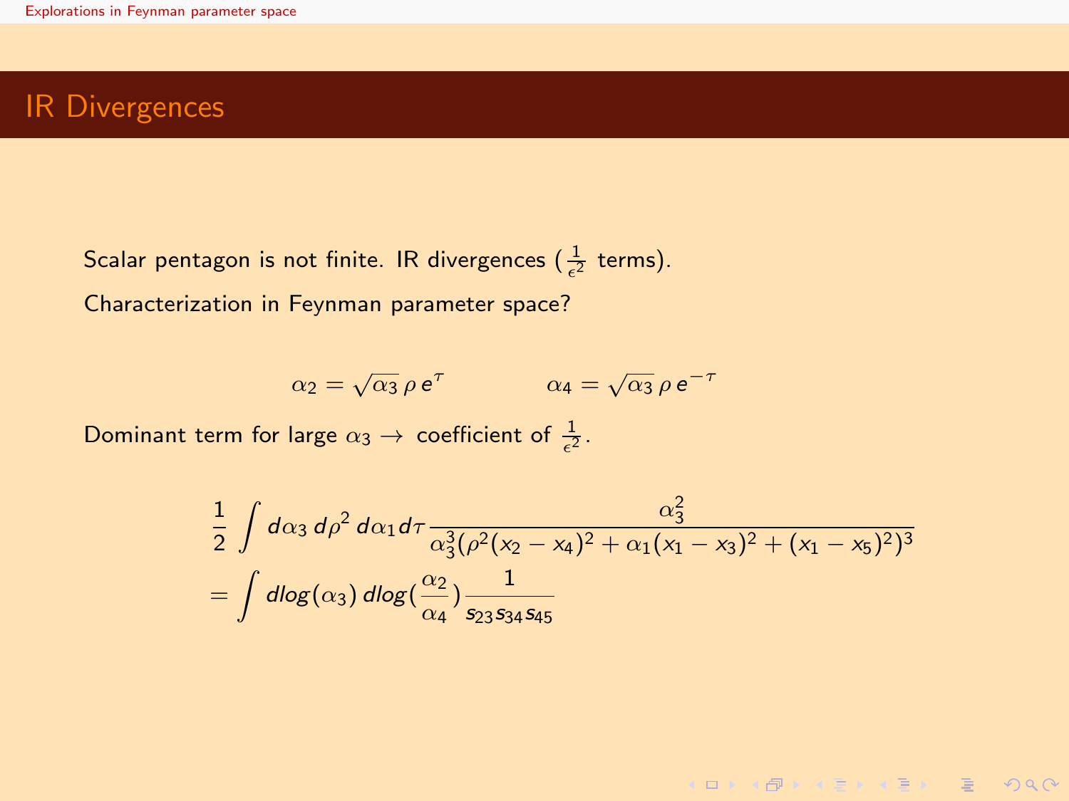# IR Divergences

Scalar pentagon is not finite. IR divergences ($\frac{1}{\epsilon^2}$ terms).

Characterization in Feynman parameter space?

$$\alpha_2 = \sqrt{\alpha_3}\,\rho\, e^{\tau} \qquad\qquad \alpha_4 = \sqrt{\alpha_3}\,\rho\, e^{-\tau}$$

Dominant term for large $\alpha_3 \rightarrow$ coefficient of $\frac{1}{\epsilon^2}$.

$$\begin{aligned}
&\frac{1}{2}\int d\alpha_3\, d\rho^2\, d\alpha_1 d\tau \frac{\alpha_3^2}{\alpha_3^3(\rho^2(x_2-x_4)^2+\alpha_1(x_1-x_3)^2+(x_1-x_5)^2)^3} \\
&= \int dlog(\alpha_3)\, dlog(\frac{\alpha_2}{\alpha_4}) \frac{1}{s_{23}s_{34}s_{45}}
\end{aligned}$$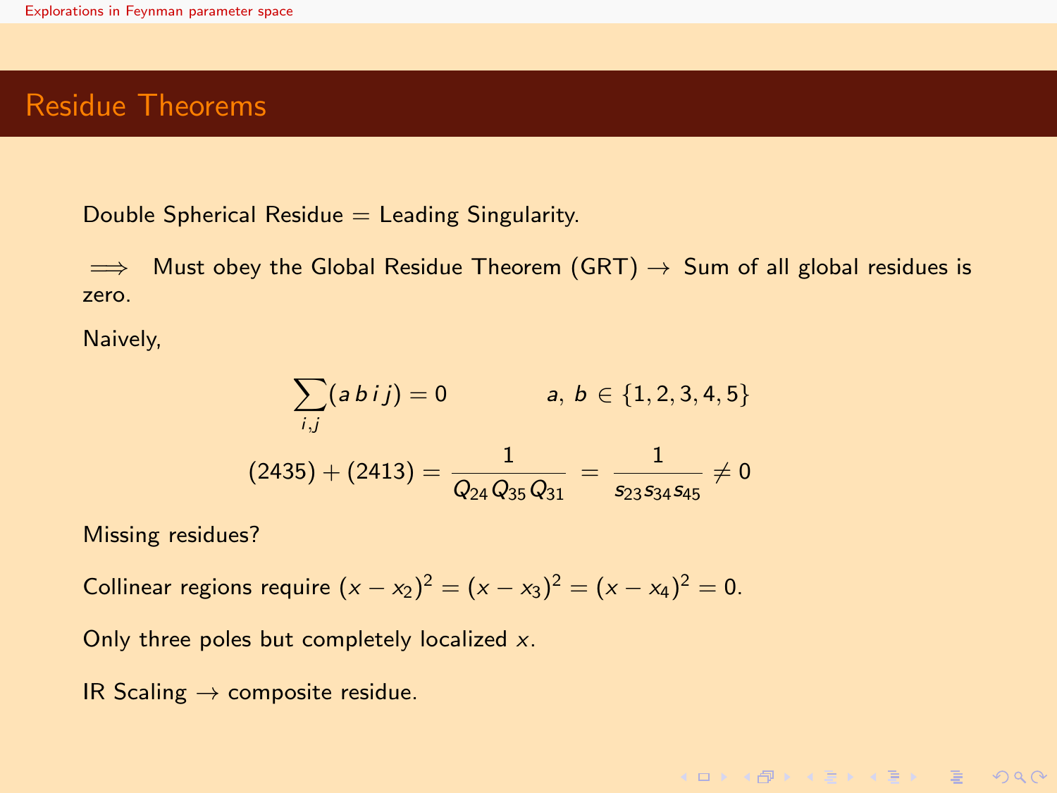## Residue Theorems

Double Spherical Residue = Leading Singularity.

$\implies$ Must obey the Global Residue Theorem (GRT) $\rightarrow$ Sum of all global residues is zero.

Naively,

$$\sum_{i,j}(a\,b\,i\,j) = 0 \qquad\qquad a,\ b \in \{1,2,3,4,5\}$$

$$(2435) + (2413) = \frac{1}{Q_{24}\,Q_{35}\,Q_{31}} = \frac{1}{s_{23}s_{34}s_{45}} \neq 0$$

Missing residues?

Collinear regions require $(x - x_2)^2 = (x - x_3)^2 = (x - x_4)^2 = 0$.

Only three poles but completely localized $x$.

IR Scaling $\rightarrow$ composite residue.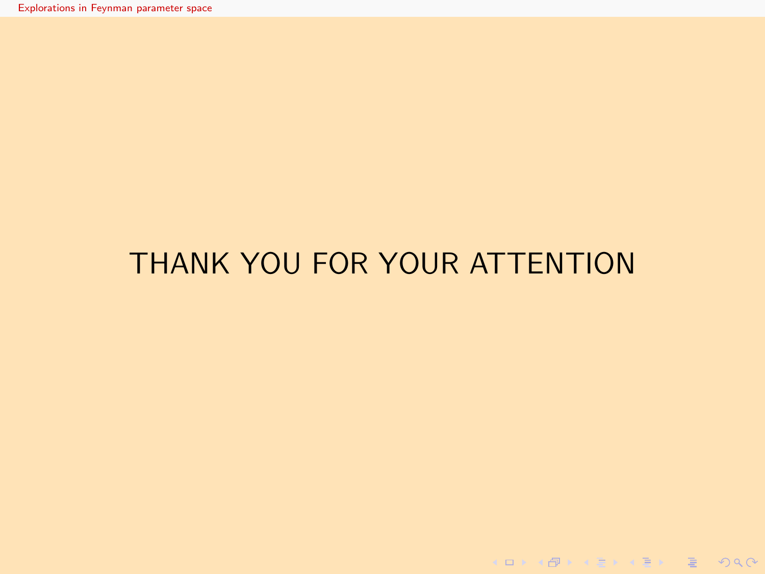THANK YOU FOR YOUR ATTENTION